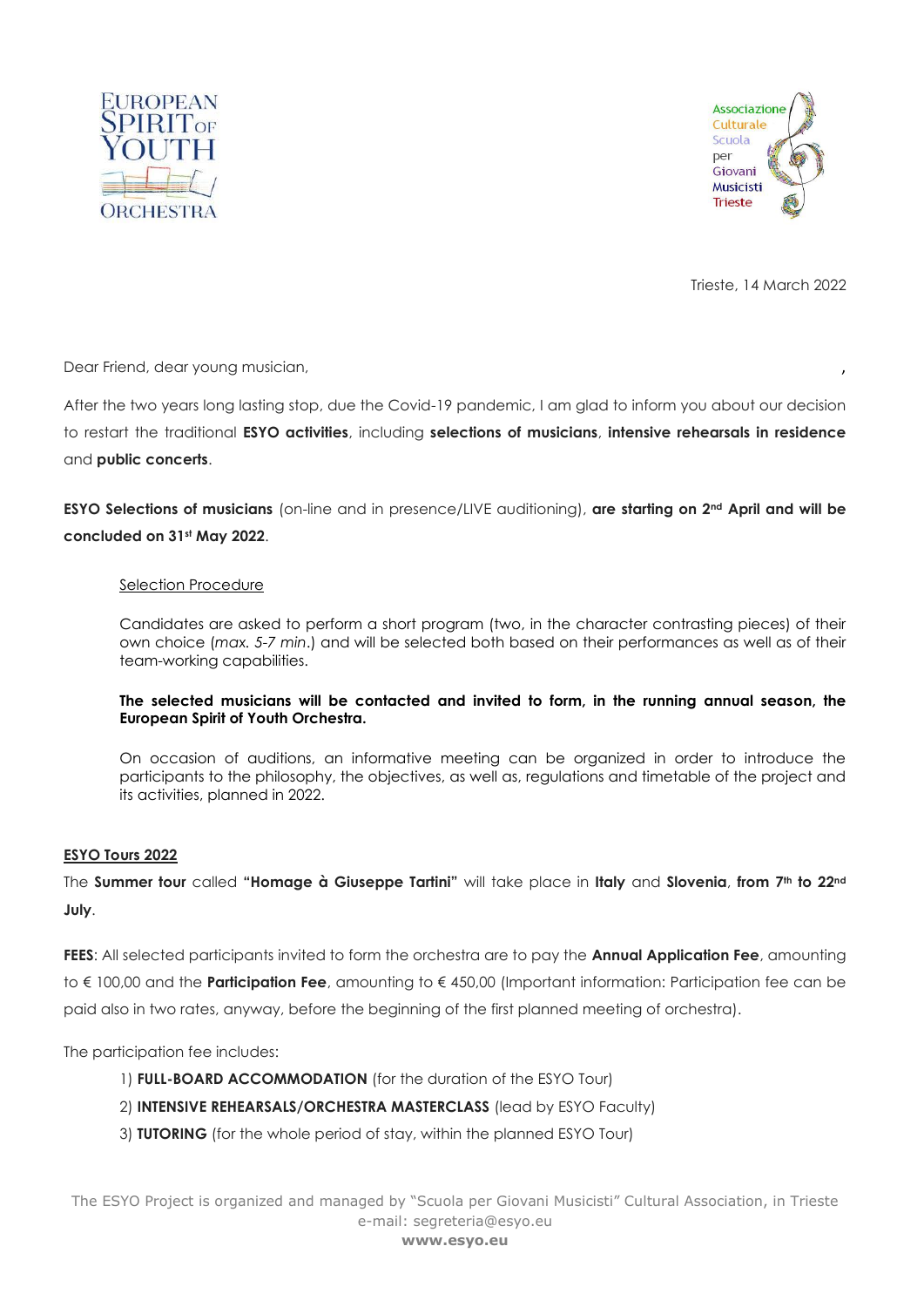EUROPEAN SPIRIT OF YOUTH ORCHESTRA

Associazione Culturale Scuola per Giovani Musicisti Trieste

Trieste, 14 March 2022

Dear Friend, dear young musician,

After the two years long lasting stop, due the Covid-19 pandemic, I am glad to inform you about our decision to restart the traditional **ESYO activities**, including **selections of musicians**, **intensive rehearsals in residence** and **public concerts**.

**ESYO Selections of musicians** (on-line and in presence/LIVE auditioning), **are starting on 2nd April and will be concluded on 31st May 2022**.

Selection Procedure

Candidates are asked to perform a short program (two, in the character contrasting pieces) of their own choice (*max. 5-7 min*.) and will be selected both based on their performances as well as of their team-working capabilities.

**The selected musicians will be contacted and invited to form, in the running annual season, the European Spirit of Youth Orchestra.**

On occasion of auditions, an informative meeting can be organized in order to introduce the participants to the philosophy, the objectives, as well as, regulations and timetable of the project and its activities, planned in 2022.

**ESYO Tours 2022**

The **Summer tour** called **"Homage à Giuseppe Tartini"** will take place in **Italy** and **Slovenia**, **from 7th to 22nd July**.

**FEES**: All selected participants invited to form the orchestra are to pay the **Annual Application Fee**, amounting to € 100,00 and the **Participation Fee**, amounting to € 450,00 (Important information: Participation fee can be paid also in two rates, anyway, before the beginning of the first planned meeting of orchestra).

The participation fee includes:

1) **FULL-BOARD ACCOMMODATION** (for the duration of the ESYO Tour)
2) **INTENSIVE REHEARSALS/ORCHESTRA MASTERCLASS** (lead by ESYO Faculty)
3) **TUTORING** (for the whole period of stay, within the planned ESYO Tour)

The ESYO Project is organized and managed by "Scuola per Giovani Musicisti" Cultural Association, in Trieste
e-mail: segreteria@esyo.eu
**www.esyo.eu**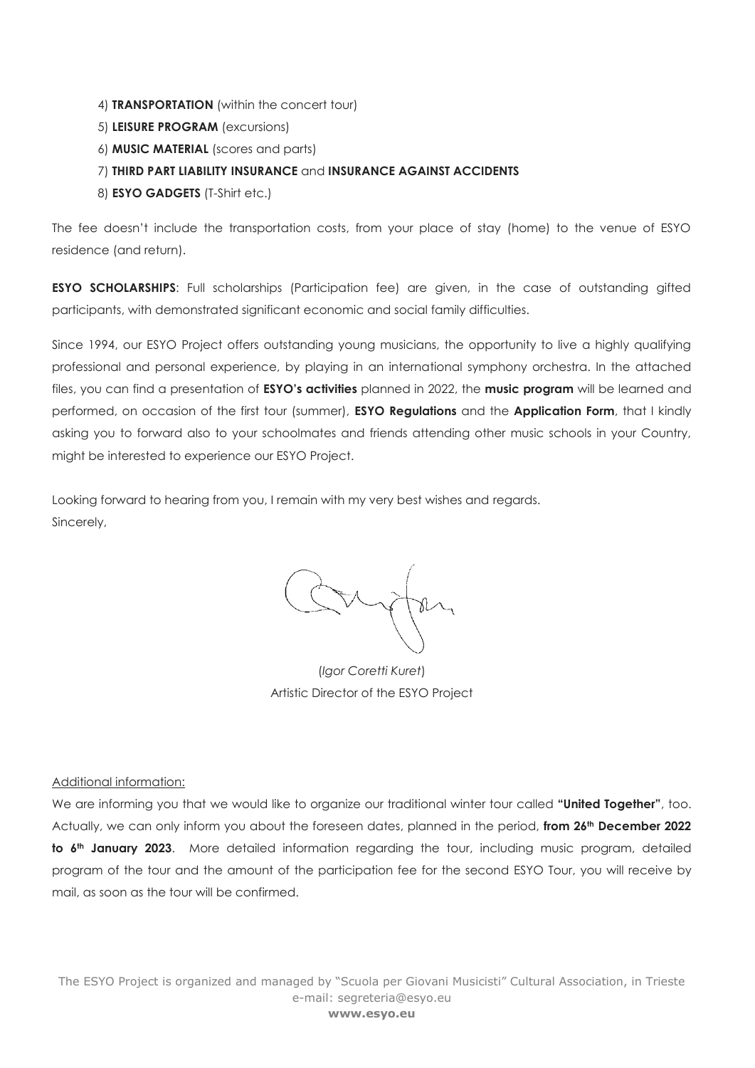4) **TRANSPORTATION** (within the concert tour)
5) **LEISURE PROGRAM** (excursions)
6) **MUSIC MATERIAL** (scores and parts)
7) **THIRD PART LIABILITY INSURANCE** and **INSURANCE AGAINST ACCIDENTS**
8) **ESYO GADGETS** (T-Shirt etc.)

The fee doesn't include the transportation costs, from your place of stay (home) to the venue of ESYO residence (and return).

**ESYO SCHOLARSHIPS**: Full scholarships (Participation fee) are given, in the case of outstanding gifted participants, with demonstrated significant economic and social family difficulties.

Since 1994, our ESYO Project offers outstanding young musicians, the opportunity to live a highly qualifying professional and personal experience, by playing in an international symphony orchestra. In the attached files, you can find a presentation of **ESYO's activities** planned in 2022, the **music program** will be learned and performed, on occasion of the first tour (summer), **ESYO Regulations** and the **Application Form**, that I kindly asking you to forward also to your schoolmates and friends attending other music schools in your Country, might be interested to experience our ESYO Project.

Looking forward to hearing from you, I remain with my very best wishes and regards.
Sincerely,

(*Igor Coretti Kuret*)
Artistic Director of the ESYO Project

Additional information:

We are informing you that we would like to organize our traditional winter tour called **"United Together"**, too. Actually, we can only inform you about the foreseen dates, planned in the period, **from 26th December 2022 to 6th January 2023**. More detailed information regarding the tour, including music program, detailed program of the tour and the amount of the participation fee for the second ESYO Tour, you will receive by mail, as soon as the tour will be confirmed.

The ESYO Project is organized and managed by "Scuola per Giovani Musicisti" Cultural Association, in Trieste
e-mail: segreteria@esyo.eu
**www.esyo.eu**